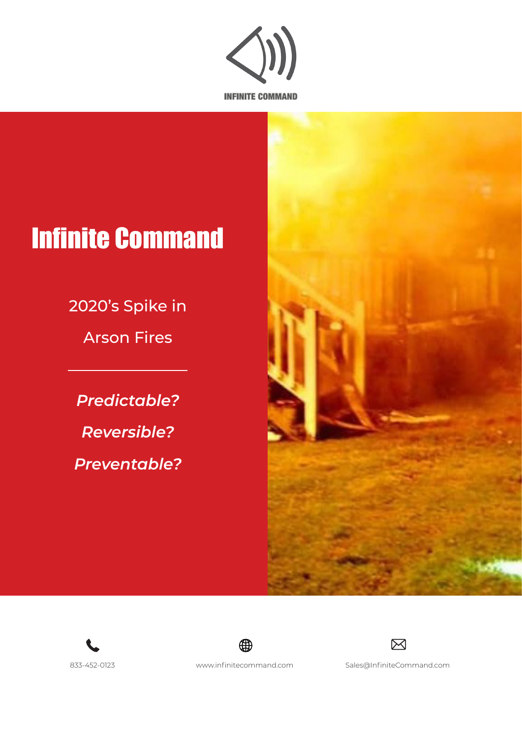INFINITE COMMAND

# Infinite Command

2020's Spike in

Arson Fires

---

***Predictable?***

***Reversible?***

***Preventable?***

833-452-0123

www.infinitecommand.com

Sales@InfiniteCommand.com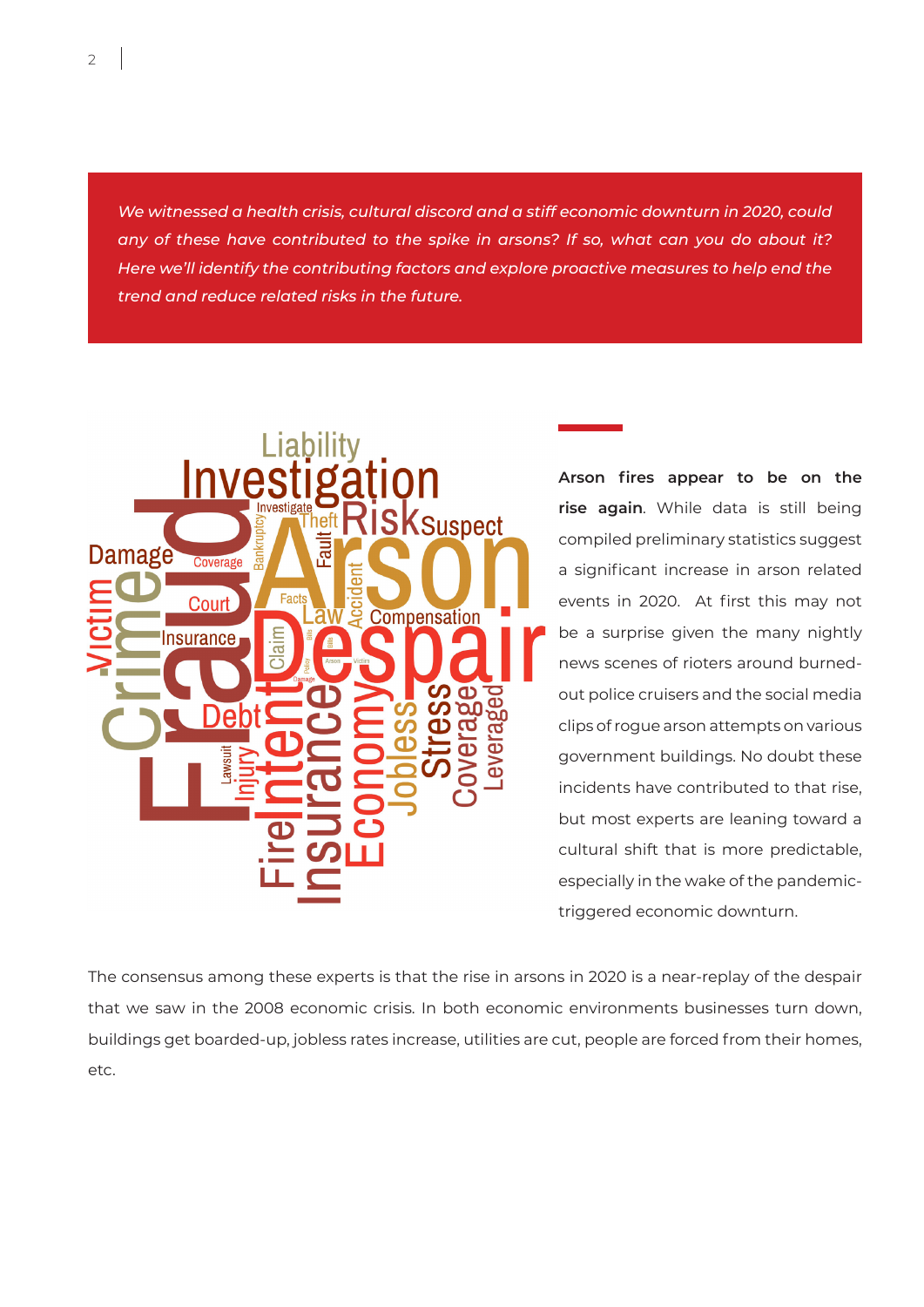*We witnessed a health crisis, cultural discord and a stiff economic downturn in 2020, could any of these have contributed to the spike in arsons? If so, what can you do about it? Here we'll identify the contributing factors and explore proactive measures to help end the trend and reduce related risks in the future.*

**Arson fires appear to be on the rise again**. While data is still being compiled preliminary statistics suggest a significant increase in arson related events in 2020. At first this may not be a surprise given the many nightly news scenes of rioters around burned-out police cruisers and the social media clips of rogue arson attempts on various government buildings. No doubt these incidents have contributed to that rise, but most experts are leaning toward a cultural shift that is more predictable, especially in the wake of the pandemic-triggered economic downturn.

The consensus among these experts is that the rise in arsons in 2020 is a near-replay of the despair that we saw in the 2008 economic crisis. In both economic environments businesses turn down, buildings get boarded-up, jobless rates increase, utilities are cut, people are forced from their homes, etc.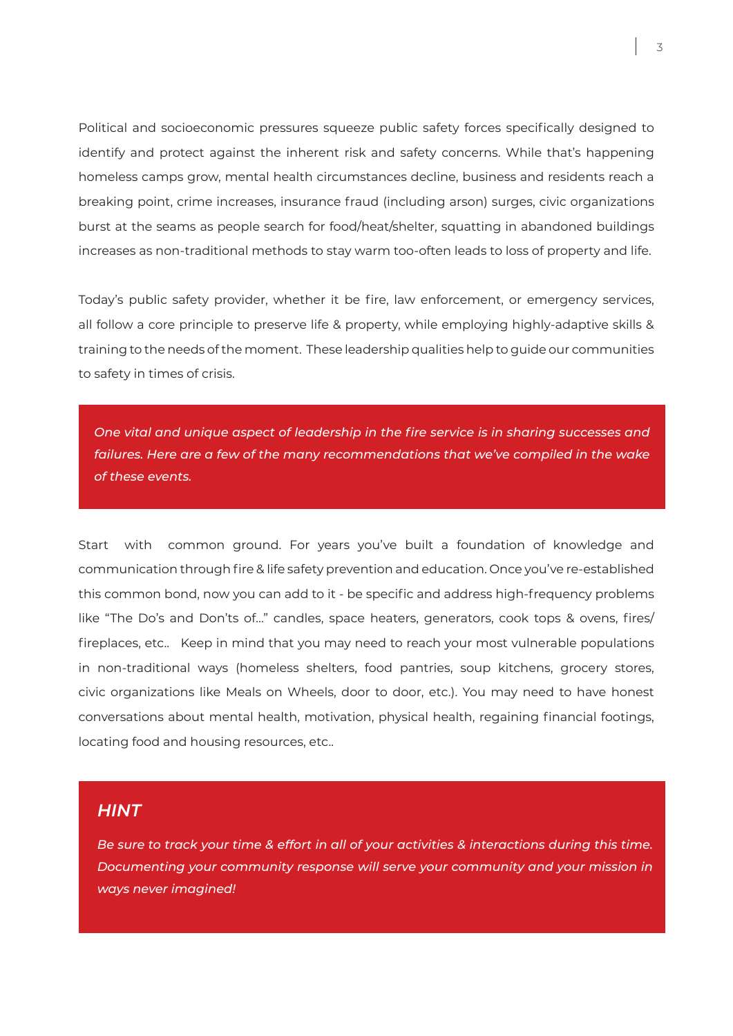Political and socioeconomic pressures squeeze public safety forces specifically designed to identify and protect against the inherent risk and safety concerns. While that's happening homeless camps grow, mental health circumstances decline, business and residents reach a breaking point, crime increases, insurance fraud (including arson) surges, civic organizations burst at the seams as people search for food/heat/shelter, squatting in abandoned buildings increases as non-traditional methods to stay warm too-often leads to loss of property and life.

Today's public safety provider, whether it be fire, law enforcement, or emergency services, all follow a core principle to preserve life & property, while employing highly-adaptive skills & training to the needs of the moment. These leadership qualities help to guide our communities to safety in times of crisis.

*One vital and unique aspect of leadership in the fire service is in sharing successes and failures. Here are a few of the many recommendations that we've compiled in the wake of these events.*

Start with common ground. For years you've built a foundation of knowledge and communication through fire & life safety prevention and education. Once you've re-established this common bond, now you can add to it - be specific and address high-frequency problems like "The Do's and Don'ts of…" candles, space heaters, generators, cook tops & ovens, fires/ fireplaces, etc.. Keep in mind that you may need to reach your most vulnerable populations in non-traditional ways (homeless shelters, food pantries, soup kitchens, grocery stores, civic organizations like Meals on Wheels, door to door, etc.). You may need to have honest conversations about mental health, motivation, physical health, regaining financial footings, locating food and housing resources, etc..

### *HINT*

*Be sure to track your time & effort in all of your activities & interactions during this time. Documenting your community response will serve your community and your mission in ways never imagined!*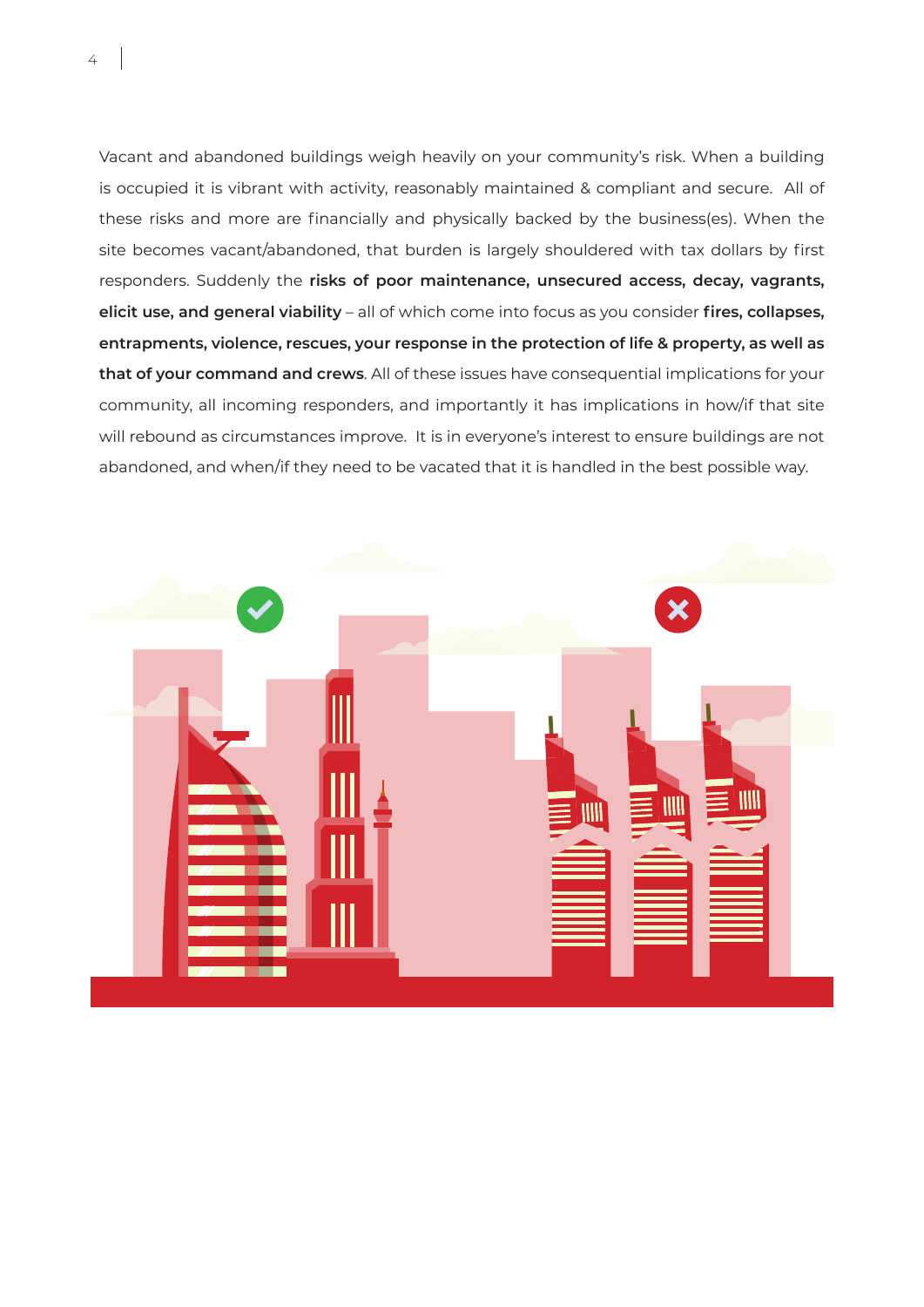Vacant and abandoned buildings weigh heavily on your community's risk. When a building is occupied it is vibrant with activity, reasonably maintained & compliant and secure. All of these risks and more are financially and physically backed by the business(es). When the site becomes vacant/abandoned, that burden is largely shouldered with tax dollars by first responders. Suddenly the **risks of poor maintenance, unsecured access, decay, vagrants, elicit use, and general viability** – all of which come into focus as you consider **fires, collapses, entrapments, violence, rescues, your response in the protection of life & property, as well as that of your command and crews**. All of these issues have consequential implications for your community, all incoming responders, and importantly it has implications in how/if that site will rebound as circumstances improve. It is in everyone's interest to ensure buildings are not abandoned, and when/if they need to be vacated that it is handled in the best possible way.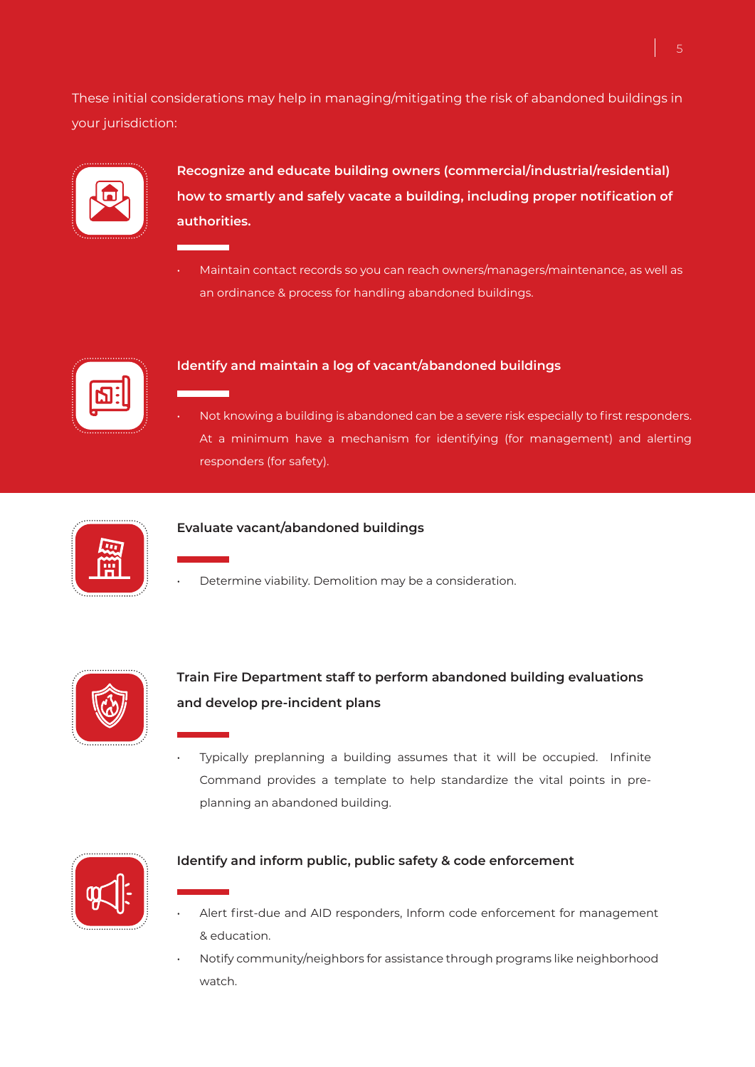These initial considerations may help in managing/mitigating the risk of abandoned buildings in your jurisdiction:

### Recognize and educate building owners (commercial/industrial/residential) how to smartly and safely vacate a building, including proper notification of authorities.

- Maintain contact records so you can reach owners/managers/maintenance, as well as an ordinance & process for handling abandoned buildings.

### Identify and maintain a log of vacant/abandoned buildings

- Not knowing a building is abandoned can be a severe risk especially to first responders. At a minimum have a mechanism for identifying (for management) and alerting responders (for safety).

### Evaluate vacant/abandoned buildings

- Determine viability. Demolition may be a consideration.

### Train Fire Department staff to perform abandoned building evaluations and develop pre-incident plans

- Typically preplanning a building assumes that it will be occupied. Infinite Command provides a template to help standardize the vital points in pre-planning an abandoned building.

### Identify and inform public, public safety & code enforcement

- Alert first-due and AID responders, Inform code enforcement for management & education.
- Notify community/neighbors for assistance through programs like neighborhood watch.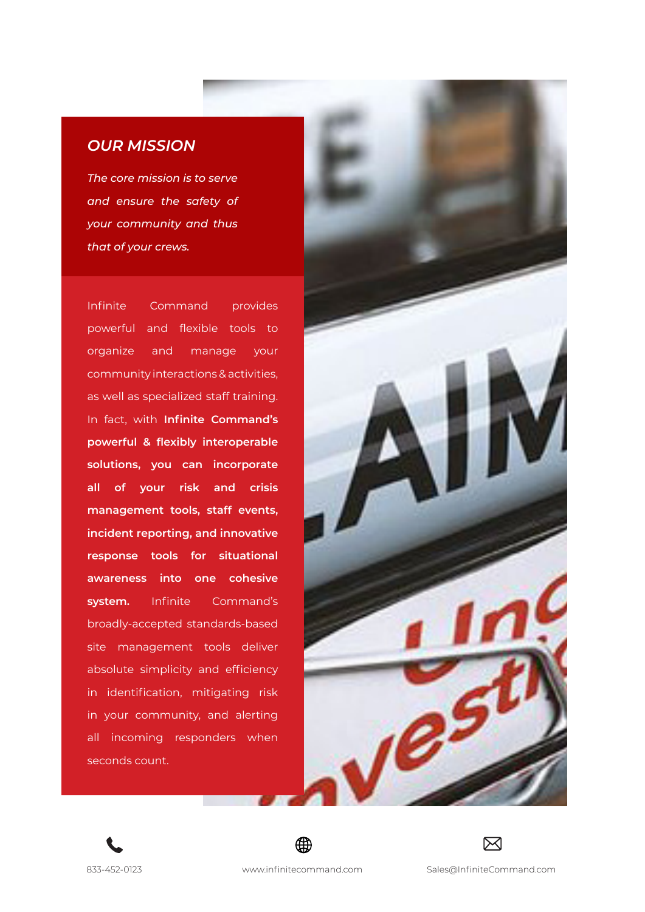## *OUR MISSION*

*The core mission is to serve and ensure the safety of your community and thus that of your crews.*

Infinite Command provides powerful and flexible tools to organize and manage your community interactions & activities, as well as specialized staff training. In fact, with **Infinite Command's powerful & flexibly interoperable solutions, you can incorporate all of your risk and crisis management tools, staff events, incident reporting, and innovative response tools for situational awareness into one cohesive system.** Infinite Command's broadly-accepted standards-based site management tools deliver absolute simplicity and efficiency in identification, mitigating risk in your community, and alerting all incoming responders when seconds count.

833-452-0123

www.infinitecommand.com

Sales@InfiniteCommand.com